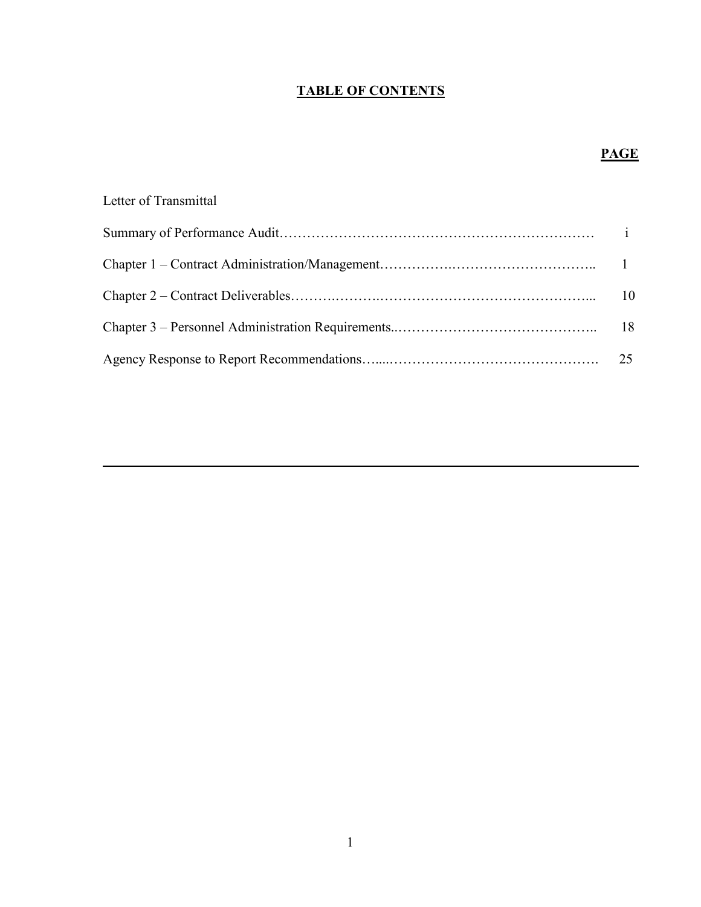# TABLE OF CONTENTS

| | PAGE |
|---|---|
| Letter of Transmittal | |
| Summary of Performance Audit | i |
| Chapter 1 – Contract Administration/Management | 1 |
| Chapter 2 – Contract Deliverables | 10 |
| Chapter 3 – Personnel Administration Requirements | 18 |
| Agency Response to Report Recommendations | 25 |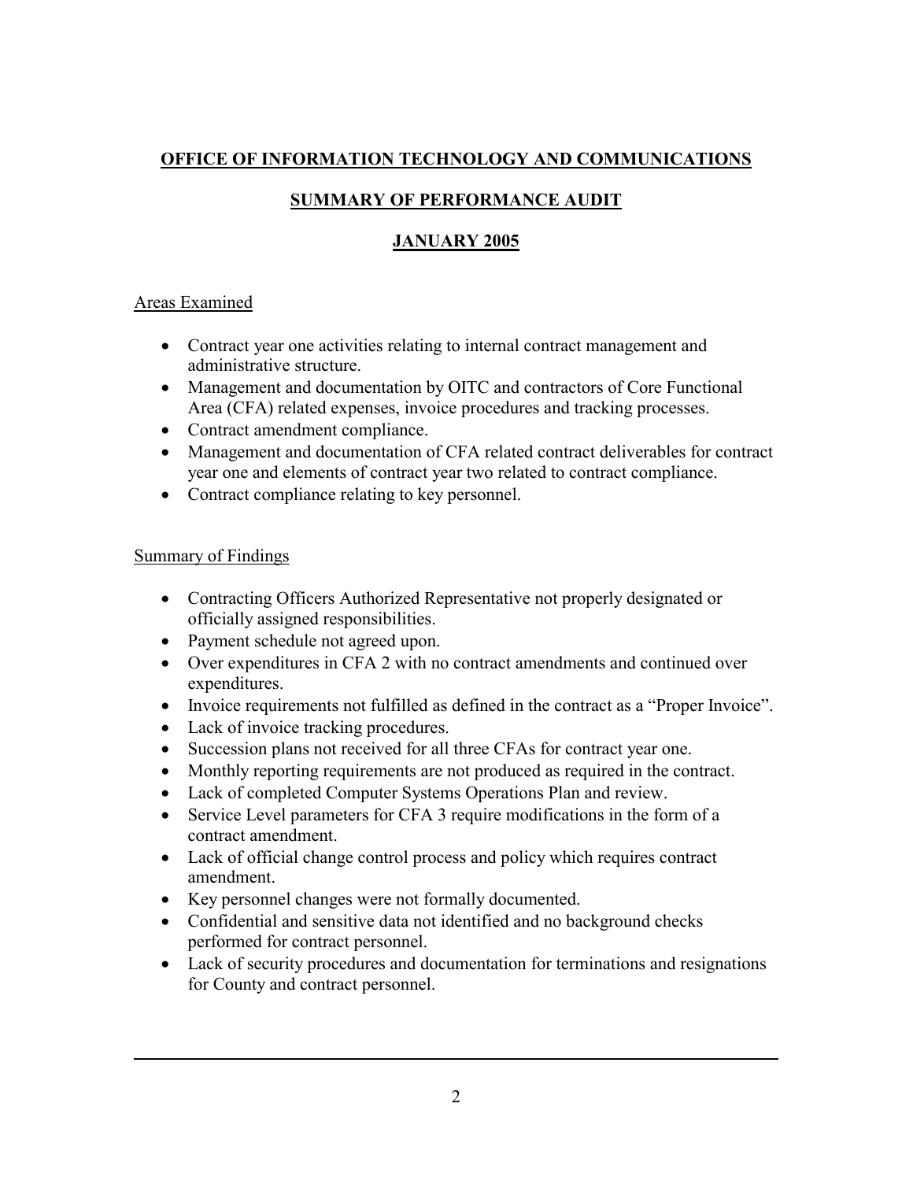# OFFICE OF INFORMATION TECHNOLOGY AND COMMUNICATIONS

## SUMMARY OF PERFORMANCE AUDIT

## JANUARY 2005

### Areas Examined

- Contract year one activities relating to internal contract management and administrative structure.
- Management and documentation by OITC and contractors of Core Functional Area (CFA) related expenses, invoice procedures and tracking processes.
- Contract amendment compliance.
- Management and documentation of CFA related contract deliverables for contract year one and elements of contract year two related to contract compliance.
- Contract compliance relating to key personnel.

### Summary of Findings

- Contracting Officers Authorized Representative not properly designated or officially assigned responsibilities.
- Payment schedule not agreed upon.
- Over expenditures in CFA 2 with no contract amendments and continued over expenditures.
- Invoice requirements not fulfilled as defined in the contract as a "Proper Invoice".
- Lack of invoice tracking procedures.
- Succession plans not received for all three CFAs for contract year one.
- Monthly reporting requirements are not produced as required in the contract.
- Lack of completed Computer Systems Operations Plan and review.
- Service Level parameters for CFA 3 require modifications in the form of a contract amendment.
- Lack of official change control process and policy which requires contract amendment.
- Key personnel changes were not formally documented.
- Confidential and sensitive data not identified and no background checks performed for contract personnel.
- Lack of security procedures and documentation for terminations and resignations for County and contract personnel.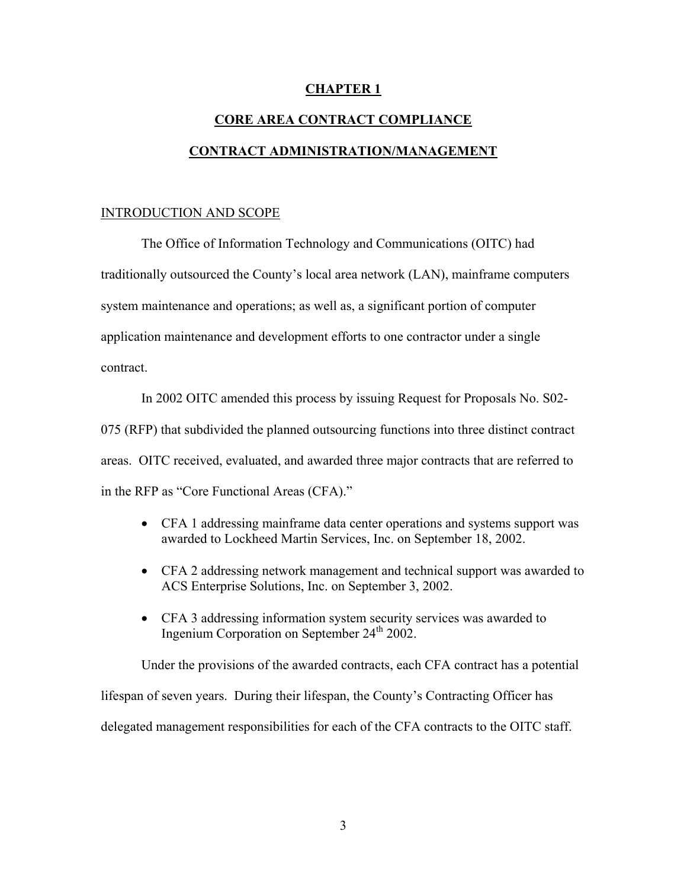# CHAPTER 1

# CORE AREA CONTRACT COMPLIANCE

# CONTRACT ADMINISTRATION/MANAGEMENT

## INTRODUCTION AND SCOPE

The Office of Information Technology and Communications (OITC) had traditionally outsourced the County's local area network (LAN), mainframe computers system maintenance and operations; as well as, a significant portion of computer application maintenance and development efforts to one contractor under a single contract.

In 2002 OITC amended this process by issuing Request for Proposals No. S02-075 (RFP) that subdivided the planned outsourcing functions into three distinct contract areas. OITC received, evaluated, and awarded three major contracts that are referred to in the RFP as "Core Functional Areas (CFA)."

- CFA 1 addressing mainframe data center operations and systems support was awarded to Lockheed Martin Services, Inc. on September 18, 2002.
- CFA 2 addressing network management and technical support was awarded to ACS Enterprise Solutions, Inc. on September 3, 2002.
- CFA 3 addressing information system security services was awarded to Ingenium Corporation on September 24th 2002.

Under the provisions of the awarded contracts, each CFA contract has a potential lifespan of seven years. During their lifespan, the County's Contracting Officer has delegated management responsibilities for each of the CFA contracts to the OITC staff.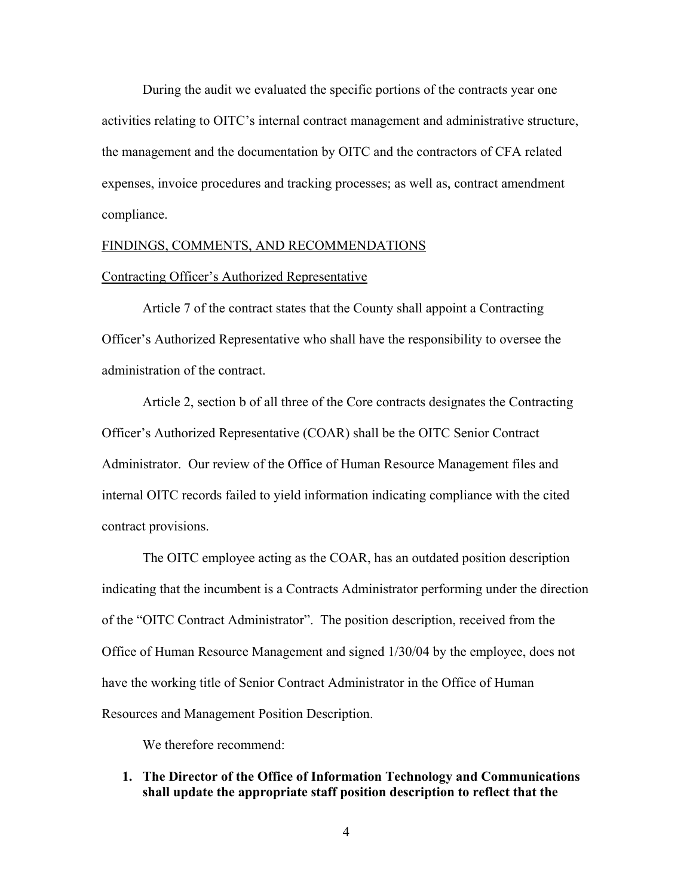During the audit we evaluated the specific portions of the contracts year one activities relating to OITC's internal contract management and administrative structure, the management and the documentation by OITC and the contractors of CFA related expenses, invoice procedures and tracking processes; as well as, contract amendment compliance.

## FINDINGS, COMMENTS, AND RECOMMENDATIONS

### Contracting Officer's Authorized Representative

Article 7 of the contract states that the County shall appoint a Contracting Officer's Authorized Representative who shall have the responsibility to oversee the administration of the contract.

Article 2, section b of all three of the Core contracts designates the Contracting Officer's Authorized Representative (COAR) shall be the OITC Senior Contract Administrator. Our review of the Office of Human Resource Management files and internal OITC records failed to yield information indicating compliance with the cited contract provisions.

The OITC employee acting as the COAR, has an outdated position description indicating that the incumbent is a Contracts Administrator performing under the direction of the "OITC Contract Administrator". The position description, received from the Office of Human Resource Management and signed 1/30/04 by the employee, does not have the working title of Senior Contract Administrator in the Office of Human Resources and Management Position Description.

We therefore recommend:

1. **The Director of the Office of Information Technology and Communications shall update the appropriate staff position description to reflect that the**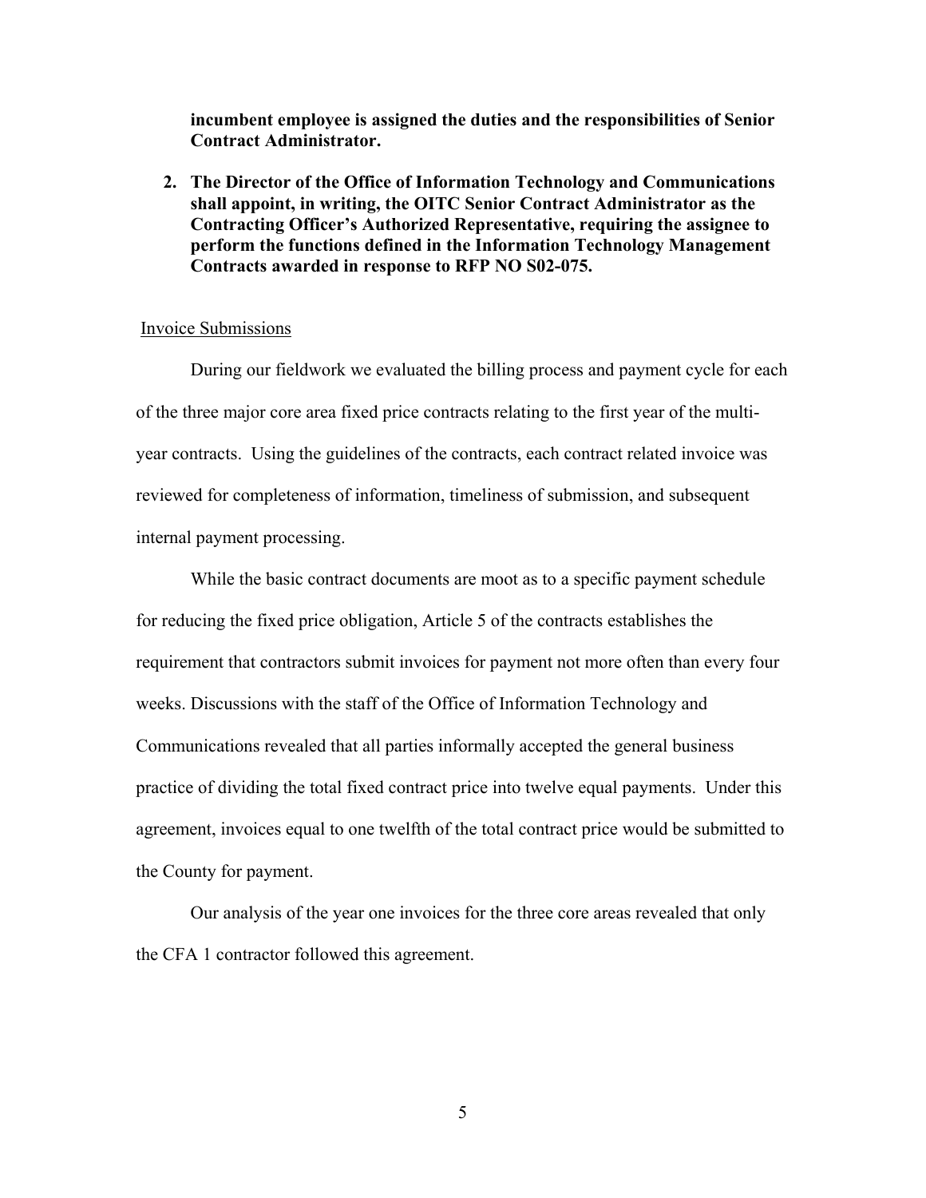**incumbent employee is assigned the duties and the responsibilities of Senior Contract Administrator.**

2. **The Director of the Office of Information Technology and Communications shall appoint, in writing, the OITC Senior Contract Administrator as the Contracting Officer's Authorized Representative, requiring the assignee to perform the functions defined in the Information Technology Management Contracts awarded in response to RFP NO S02-075.**

<u>Invoice Submissions</u>

During our fieldwork we evaluated the billing process and payment cycle for each of the three major core area fixed price contracts relating to the first year of the multi-year contracts. Using the guidelines of the contracts, each contract related invoice was reviewed for completeness of information, timeliness of submission, and subsequent internal payment processing.

While the basic contract documents are moot as to a specific payment schedule for reducing the fixed price obligation, Article 5 of the contracts establishes the requirement that contractors submit invoices for payment not more often than every four weeks. Discussions with the staff of the Office of Information Technology and Communications revealed that all parties informally accepted the general business practice of dividing the total fixed contract price into twelve equal payments. Under this agreement, invoices equal to one twelfth of the total contract price would be submitted to the County for payment.

Our analysis of the year one invoices for the three core areas revealed that only the CFA 1 contractor followed this agreement.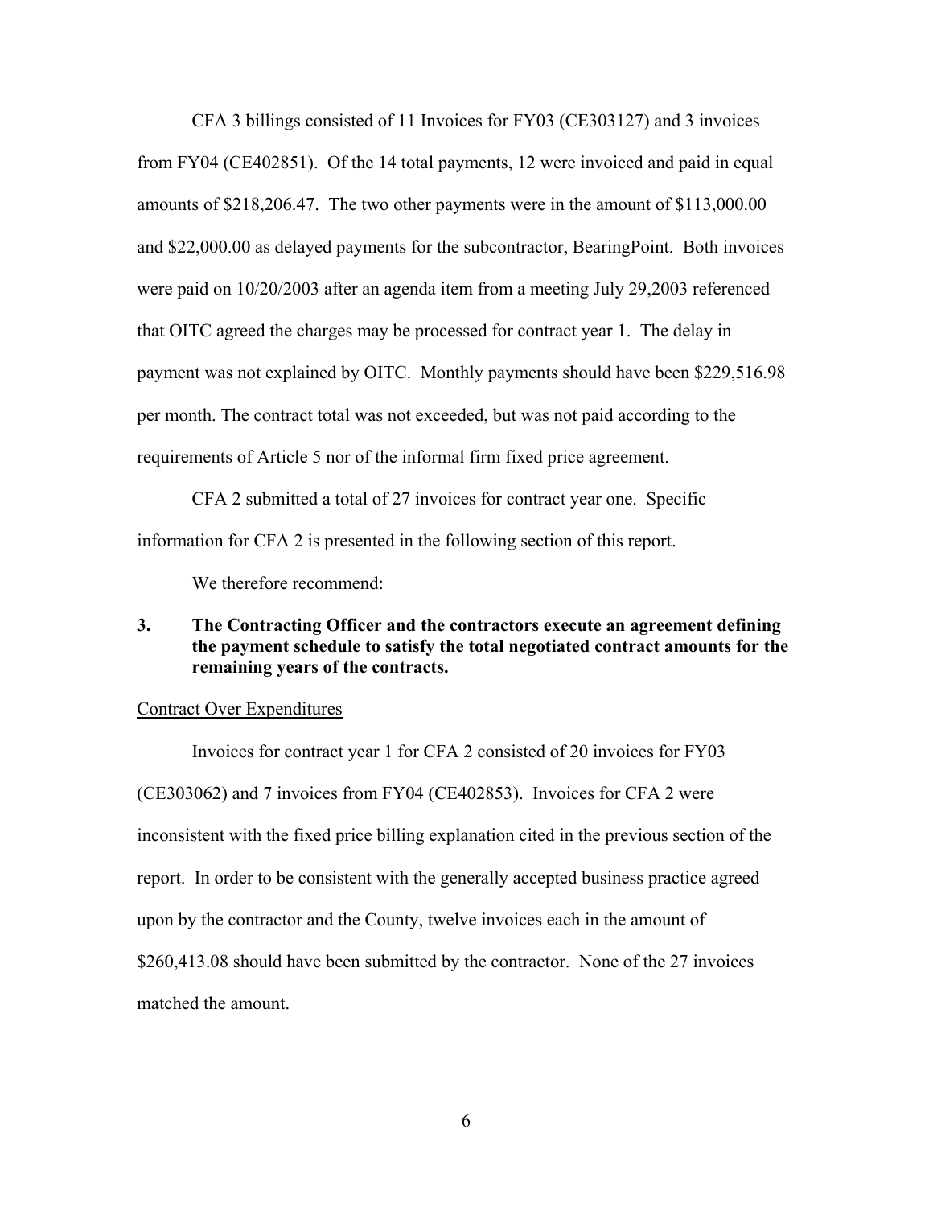CFA 3 billings consisted of 11 Invoices for FY03 (CE303127) and 3 invoices from FY04 (CE402851). Of the 14 total payments, 12 were invoiced and paid in equal amounts of $218,206.47. The two other payments were in the amount of $113,000.00 and $22,000.00 as delayed payments for the subcontractor, BearingPoint. Both invoices were paid on 10/20/2003 after an agenda item from a meeting July 29,2003 referenced that OITC agreed the charges may be processed for contract year 1. The delay in payment was not explained by OITC. Monthly payments should have been $229,516.98 per month. The contract total was not exceeded, but was not paid according to the requirements of Article 5 nor of the informal firm fixed price agreement.

CFA 2 submitted a total of 27 invoices for contract year one. Specific information for CFA 2 is presented in the following section of this report.

We therefore recommend:

**3. The Contracting Officer and the contractors execute an agreement defining the payment schedule to satisfy the total negotiated contract amounts for the remaining years of the contracts.**

Contract Over Expenditures

Invoices for contract year 1 for CFA 2 consisted of 20 invoices for FY03 (CE303062) and 7 invoices from FY04 (CE402853). Invoices for CFA 2 were inconsistent with the fixed price billing explanation cited in the previous section of the report. In order to be consistent with the generally accepted business practice agreed upon by the contractor and the County, twelve invoices each in the amount of $260,413.08 should have been submitted by the contractor. None of the 27 invoices matched the amount.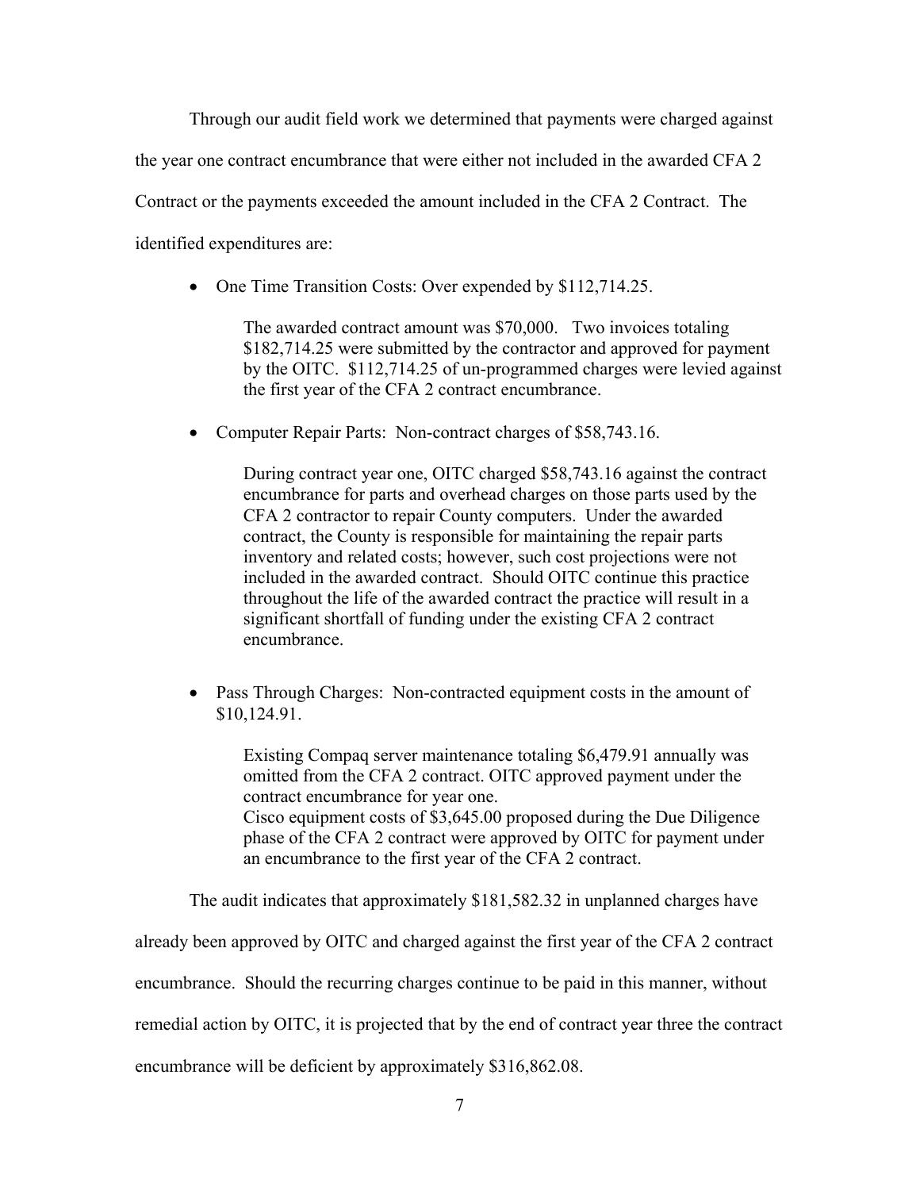Through our audit field work we determined that payments were charged against the year one contract encumbrance that were either not included in the awarded CFA 2 Contract or the payments exceeded the amount included in the CFA 2 Contract. The identified expenditures are:

- One Time Transition Costs: Over expended by $112,714.25.

  The awarded contract amount was $70,000. Two invoices totaling $182,714.25 were submitted by the contractor and approved for payment by the OITC. $112,714.25 of un-programmed charges were levied against the first year of the CFA 2 contract encumbrance.

- Computer Repair Parts: Non-contract charges of $58,743.16.

  During contract year one, OITC charged $58,743.16 against the contract encumbrance for parts and overhead charges on those parts used by the CFA 2 contractor to repair County computers. Under the awarded contract, the County is responsible for maintaining the repair parts inventory and related costs; however, such cost projections were not included in the awarded contract. Should OITC continue this practice throughout the life of the awarded contract the practice will result in a significant shortfall of funding under the existing CFA 2 contract encumbrance.

- Pass Through Charges: Non-contracted equipment costs in the amount of $10,124.91.

  Existing Compaq server maintenance totaling $6,479.91 annually was omitted from the CFA 2 contract. OITC approved payment under the contract encumbrance for year one.
  Cisco equipment costs of $3,645.00 proposed during the Due Diligence phase of the CFA 2 contract were approved by OITC for payment under an encumbrance to the first year of the CFA 2 contract.

The audit indicates that approximately $181,582.32 in unplanned charges have already been approved by OITC and charged against the first year of the CFA 2 contract encumbrance. Should the recurring charges continue to be paid in this manner, without remedial action by OITC, it is projected that by the end of contract year three the contract encumbrance will be deficient by approximately $316,862.08.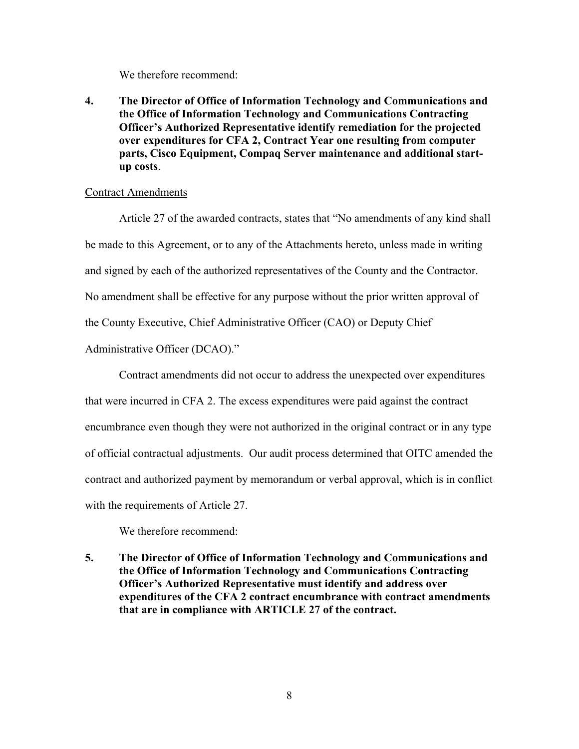We therefore recommend:

**4. The Director of Office of Information Technology and Communications and the Office of Information Technology and Communications Contracting Officer's Authorized Representative identify remediation for the projected over expenditures for CFA 2, Contract Year one resulting from computer parts, Cisco Equipment, Compaq Server maintenance and additional start-up costs**.

<u>Contract Amendments</u>

Article 27 of the awarded contracts, states that "No amendments of any kind shall be made to this Agreement, or to any of the Attachments hereto, unless made in writing and signed by each of the authorized representatives of the County and the Contractor. No amendment shall be effective for any purpose without the prior written approval of the County Executive, Chief Administrative Officer (CAO) or Deputy Chief Administrative Officer (DCAO)."

Contract amendments did not occur to address the unexpected over expenditures that were incurred in CFA 2. The excess expenditures were paid against the contract encumbrance even though they were not authorized in the original contract or in any type of official contractual adjustments. Our audit process determined that OITC amended the contract and authorized payment by memorandum or verbal approval, which is in conflict with the requirements of Article 27.

We therefore recommend:

**5. The Director of Office of Information Technology and Communications and the Office of Information Technology and Communications Contracting Officer's Authorized Representative must identify and address over expenditures of the CFA 2 contract encumbrance with contract amendments that are in compliance with ARTICLE 27 of the contract.**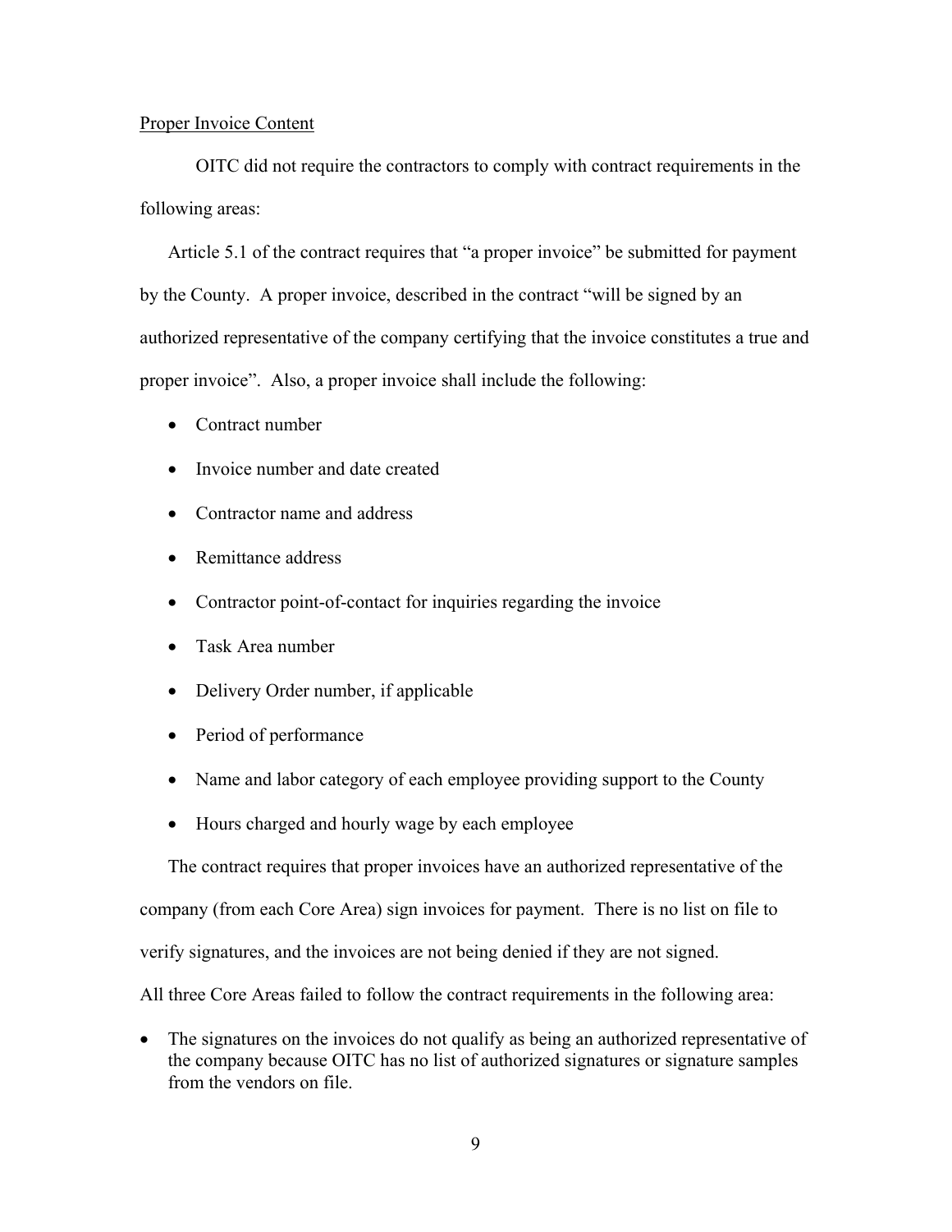Proper Invoice Content

OITC did not require the contractors to comply with contract requirements in the following areas:

Article 5.1 of the contract requires that "a proper invoice" be submitted for payment by the County. A proper invoice, described in the contract "will be signed by an authorized representative of the company certifying that the invoice constitutes a true and proper invoice". Also, a proper invoice shall include the following:

- Contract number
- Invoice number and date created
- Contractor name and address
- Remittance address
- Contractor point-of-contact for inquiries regarding the invoice
- Task Area number
- Delivery Order number, if applicable
- Period of performance
- Name and labor category of each employee providing support to the County
- Hours charged and hourly wage by each employee

The contract requires that proper invoices have an authorized representative of the company (from each Core Area) sign invoices for payment. There is no list on file to verify signatures, and the invoices are not being denied if they are not signed.

All three Core Areas failed to follow the contract requirements in the following area:

- The signatures on the invoices do not qualify as being an authorized representative of the company because OITC has no list of authorized signatures or signature samples from the vendors on file.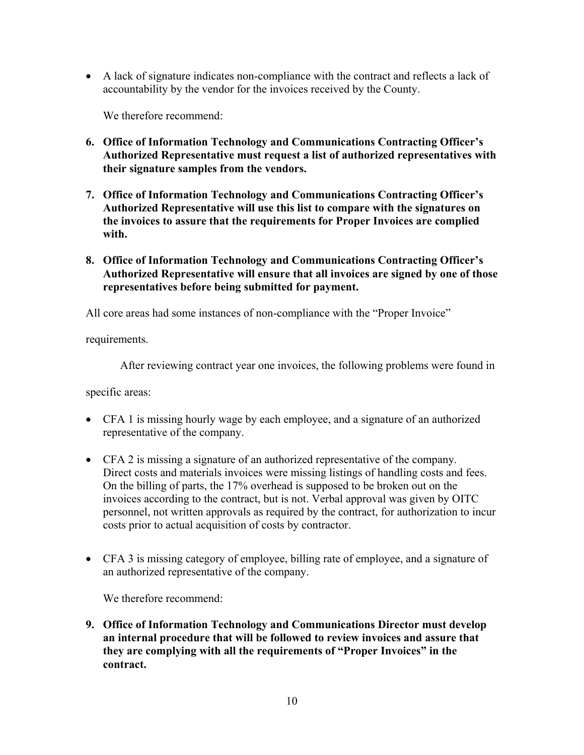- A lack of signature indicates non-compliance with the contract and reflects a lack of accountability by the vendor for the invoices received by the County.

We therefore recommend:

**6. Office of Information Technology and Communications Contracting Officer's Authorized Representative must request a list of authorized representatives with their signature samples from the vendors.**

**7. Office of Information Technology and Communications Contracting Officer's Authorized Representative will use this list to compare with the signatures on the invoices to assure that the requirements for Proper Invoices are complied with.**

**8. Office of Information Technology and Communications Contracting Officer's Authorized Representative will ensure that all invoices are signed by one of those representatives before being submitted for payment.**

All core areas had some instances of non-compliance with the "Proper Invoice" requirements.

After reviewing contract year one invoices, the following problems were found in specific areas:

- CFA 1 is missing hourly wage by each employee, and a signature of an authorized representative of the company.
- CFA 2 is missing a signature of an authorized representative of the company. Direct costs and materials invoices were missing listings of handling costs and fees. On the billing of parts, the 17% overhead is supposed to be broken out on the invoices according to the contract, but is not. Verbal approval was given by OITC personnel, not written approvals as required by the contract, for authorization to incur costs prior to actual acquisition of costs by contractor.
- CFA 3 is missing category of employee, billing rate of employee, and a signature of an authorized representative of the company.

We therefore recommend:

**9. Office of Information Technology and Communications Director must develop an internal procedure that will be followed to review invoices and assure that they are complying with all the requirements of "Proper Invoices" in the contract.**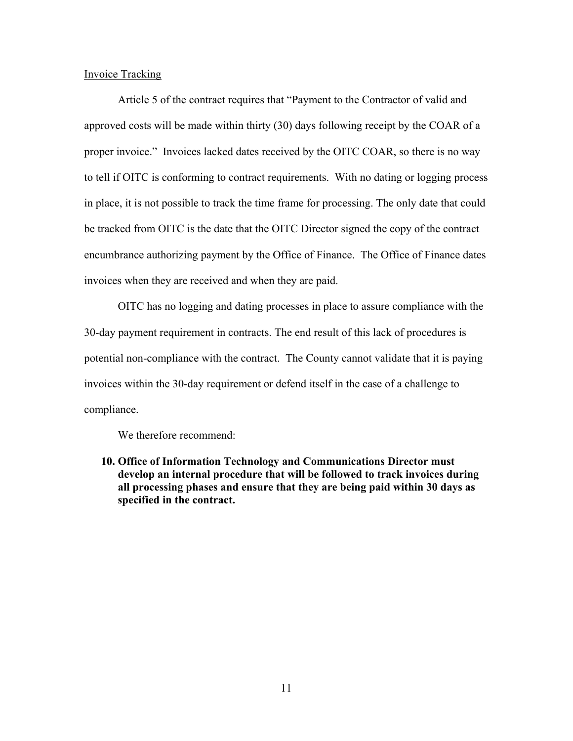Invoice Tracking

Article 5 of the contract requires that "Payment to the Contractor of valid and approved costs will be made within thirty (30) days following receipt by the COAR of a proper invoice." Invoices lacked dates received by the OITC COAR, so there is no way to tell if OITC is conforming to contract requirements. With no dating or logging process in place, it is not possible to track the time frame for processing. The only date that could be tracked from OITC is the date that the OITC Director signed the copy of the contract encumbrance authorizing payment by the Office of Finance. The Office of Finance dates invoices when they are received and when they are paid.

OITC has no logging and dating processes in place to assure compliance with the 30-day payment requirement in contracts. The end result of this lack of procedures is potential non-compliance with the contract. The County cannot validate that it is paying invoices within the 30-day requirement or defend itself in the case of a challenge to compliance.

We therefore recommend:

10. **Office of Information Technology and Communications Director must develop an internal procedure that will be followed to track invoices during all processing phases and ensure that they are being paid within 30 days as specified in the contract.**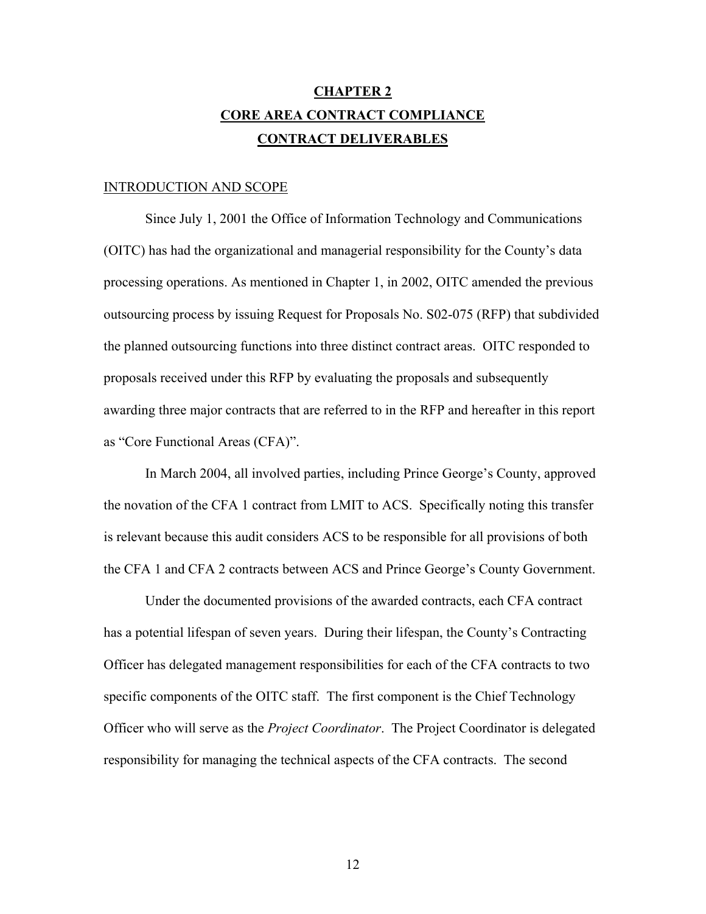# CHAPTER 2
## CORE AREA CONTRACT COMPLIANCE
## CONTRACT DELIVERABLES

### INTRODUCTION AND SCOPE

Since July 1, 2001 the Office of Information Technology and Communications (OITC) has had the organizational and managerial responsibility for the County's data processing operations. As mentioned in Chapter 1, in 2002, OITC amended the previous outsourcing process by issuing Request for Proposals No. S02-075 (RFP) that subdivided the planned outsourcing functions into three distinct contract areas. OITC responded to proposals received under this RFP by evaluating the proposals and subsequently awarding three major contracts that are referred to in the RFP and hereafter in this report as "Core Functional Areas (CFA)".

In March 2004, all involved parties, including Prince George's County, approved the novation of the CFA 1 contract from LMIT to ACS. Specifically noting this transfer is relevant because this audit considers ACS to be responsible for all provisions of both the CFA 1 and CFA 2 contracts between ACS and Prince George's County Government.

Under the documented provisions of the awarded contracts, each CFA contract has a potential lifespan of seven years. During their lifespan, the County's Contracting Officer has delegated management responsibilities for each of the CFA contracts to two specific components of the OITC staff. The first component is the Chief Technology Officer who will serve as the *Project Coordinator*. The Project Coordinator is delegated responsibility for managing the technical aspects of the CFA contracts. The second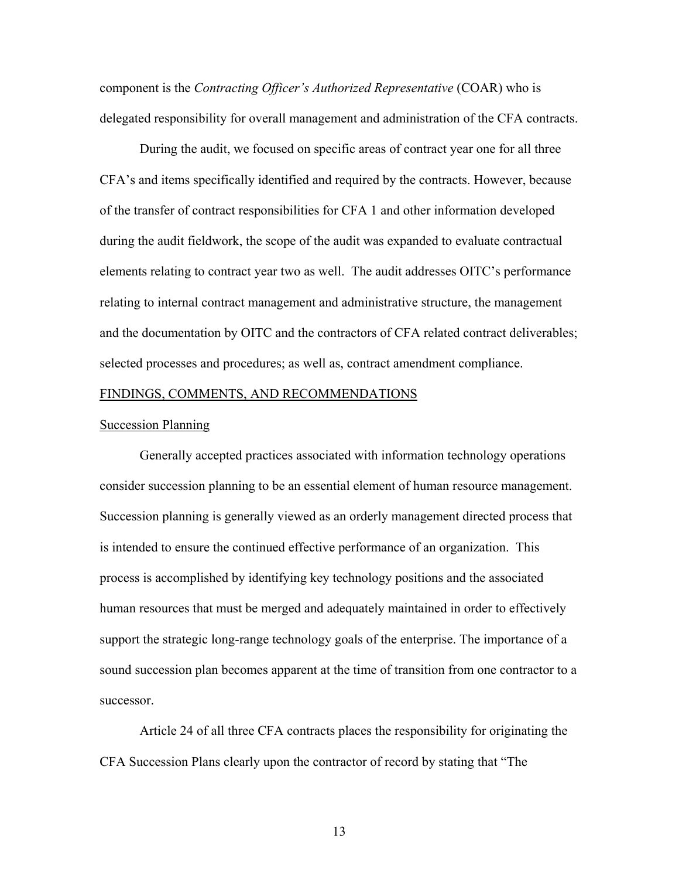component is the *Contracting Officer's Authorized Representative* (COAR) who is delegated responsibility for overall management and administration of the CFA contracts.

During the audit, we focused on specific areas of contract year one for all three CFA's and items specifically identified and required by the contracts. However, because of the transfer of contract responsibilities for CFA 1 and other information developed during the audit fieldwork, the scope of the audit was expanded to evaluate contractual elements relating to contract year two as well. The audit addresses OITC's performance relating to internal contract management and administrative structure, the management and the documentation by OITC and the contractors of CFA related contract deliverables; selected processes and procedures; as well as, contract amendment compliance.

## FINDINGS, COMMENTS, AND RECOMMENDATIONS

### Succession Planning

Generally accepted practices associated with information technology operations consider succession planning to be an essential element of human resource management. Succession planning is generally viewed as an orderly management directed process that is intended to ensure the continued effective performance of an organization. This process is accomplished by identifying key technology positions and the associated human resources that must be merged and adequately maintained in order to effectively support the strategic long-range technology goals of the enterprise. The importance of a sound succession plan becomes apparent at the time of transition from one contractor to a successor.

Article 24 of all three CFA contracts places the responsibility for originating the CFA Succession Plans clearly upon the contractor of record by stating that "The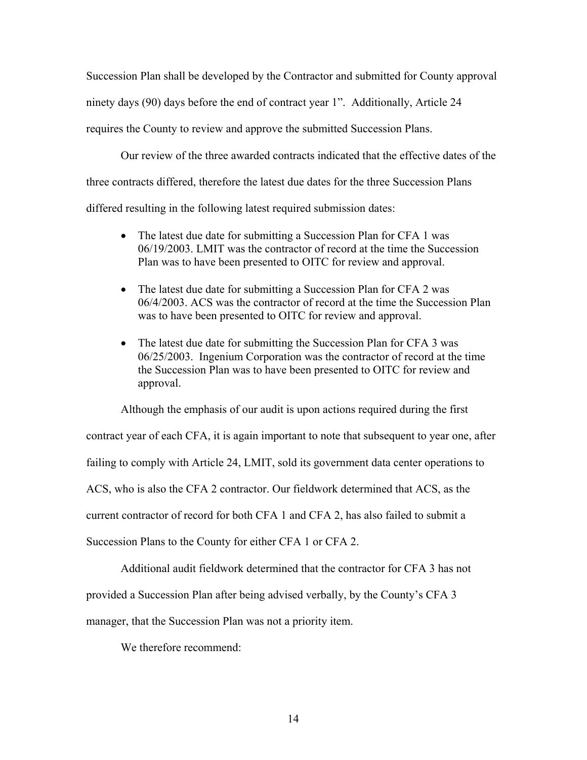Succession Plan shall be developed by the Contractor and submitted for County approval ninety days (90) days before the end of contract year 1". Additionally, Article 24 requires the County to review and approve the submitted Succession Plans.

Our review of the three awarded contracts indicated that the effective dates of the three contracts differed, therefore the latest due dates for the three Succession Plans differed resulting in the following latest required submission dates:

- The latest due date for submitting a Succession Plan for CFA 1 was 06/19/2003. LMIT was the contractor of record at the time the Succession Plan was to have been presented to OITC for review and approval.
- The latest due date for submitting a Succession Plan for CFA 2 was 06/4/2003. ACS was the contractor of record at the time the Succession Plan was to have been presented to OITC for review and approval.
- The latest due date for submitting the Succession Plan for CFA 3 was 06/25/2003. Ingenium Corporation was the contractor of record at the time the Succession Plan was to have been presented to OITC for review and approval.

Although the emphasis of our audit is upon actions required during the first contract year of each CFA, it is again important to note that subsequent to year one, after failing to comply with Article 24, LMIT, sold its government data center operations to ACS, who is also the CFA 2 contractor. Our fieldwork determined that ACS, as the current contractor of record for both CFA 1 and CFA 2, has also failed to submit a Succession Plans to the County for either CFA 1 or CFA 2.

Additional audit fieldwork determined that the contractor for CFA 3 has not provided a Succession Plan after being advised verbally, by the County's CFA 3 manager, that the Succession Plan was not a priority item.

We therefore recommend: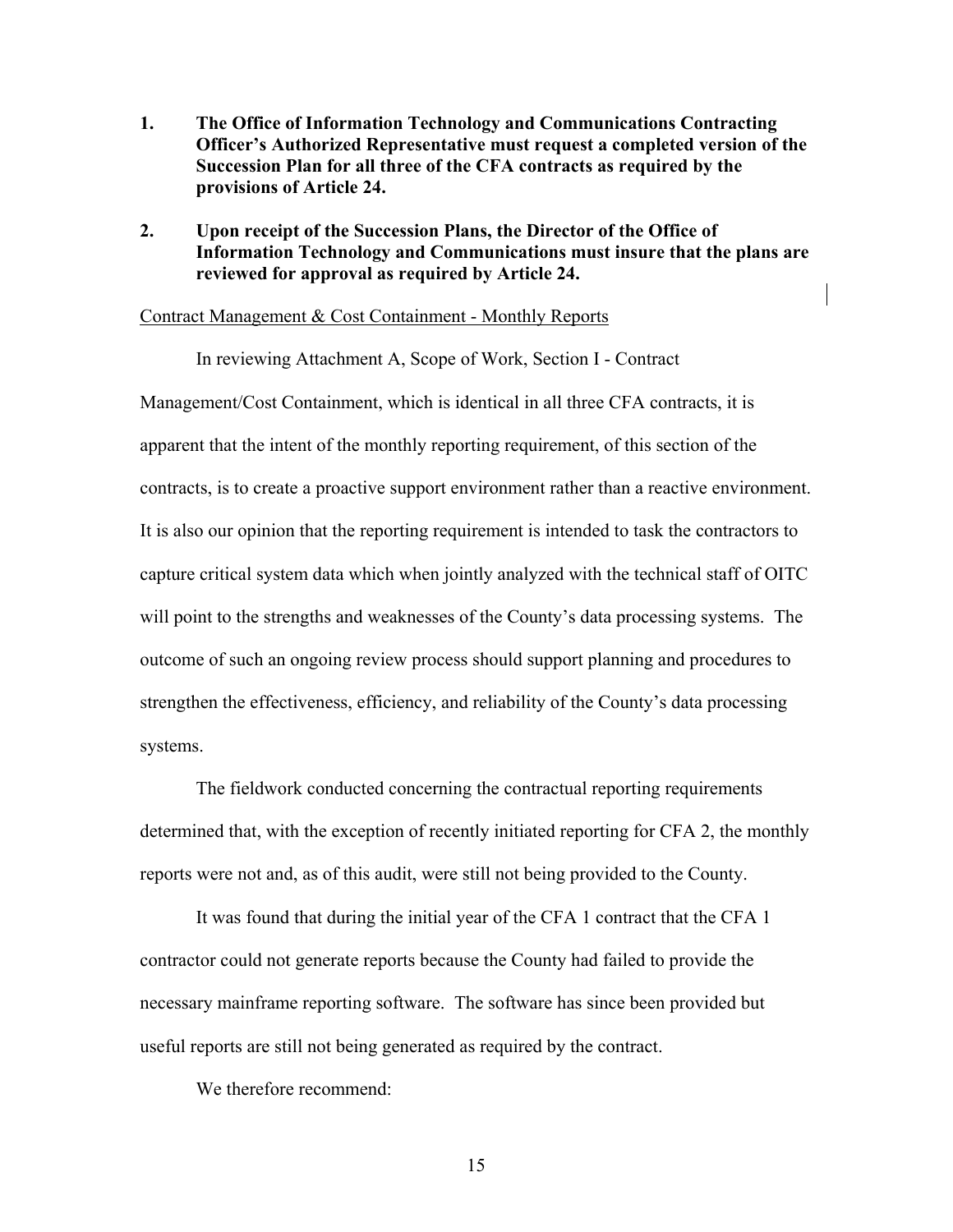1. **The Office of Information Technology and Communications Contracting Officer's Authorized Representative must request a completed version of the Succession Plan for all three of the CFA contracts as required by the provisions of Article 24.**

2. **Upon receipt of the Succession Plans, the Director of the Office of Information Technology and Communications must insure that the plans are reviewed for approval as required by Article 24.**

<u>Contract Management & Cost Containment - Monthly Reports</u>

In reviewing Attachment A, Scope of Work, Section I - Contract Management/Cost Containment, which is identical in all three CFA contracts, it is apparent that the intent of the monthly reporting requirement, of this section of the contracts, is to create a proactive support environment rather than a reactive environment. It is also our opinion that the reporting requirement is intended to task the contractors to capture critical system data which when jointly analyzed with the technical staff of OITC will point to the strengths and weaknesses of the County's data processing systems. The outcome of such an ongoing review process should support planning and procedures to strengthen the effectiveness, efficiency, and reliability of the County's data processing systems.

The fieldwork conducted concerning the contractual reporting requirements determined that, with the exception of recently initiated reporting for CFA 2, the monthly reports were not and, as of this audit, were still not being provided to the County.

It was found that during the initial year of the CFA 1 contract that the CFA 1 contractor could not generate reports because the County had failed to provide the necessary mainframe reporting software. The software has since been provided but useful reports are still not being generated as required by the contract.

We therefore recommend: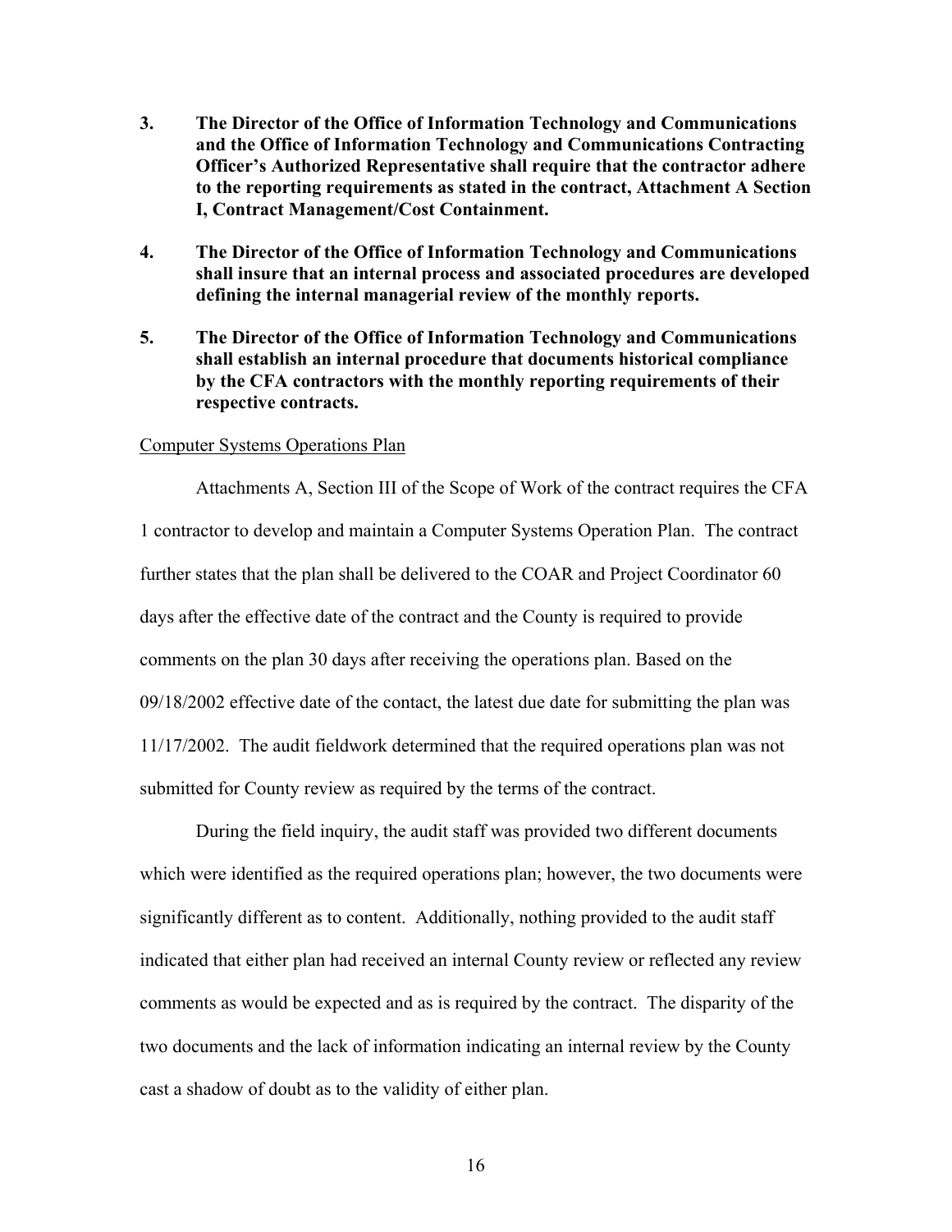**3. The Director of the Office of Information Technology and Communications and the Office of Information Technology and Communications Contracting Officer's Authorized Representative shall require that the contractor adhere to the reporting requirements as stated in the contract, Attachment A Section I, Contract Management/Cost Containment.**

**4. The Director of the Office of Information Technology and Communications shall insure that an internal process and associated procedures are developed defining the internal managerial review of the monthly reports.**

**5. The Director of the Office of Information Technology and Communications shall establish an internal procedure that documents historical compliance by the CFA contractors with the monthly reporting requirements of their respective contracts.**

<u>Computer Systems Operations Plan</u>

Attachments A, Section III of the Scope of Work of the contract requires the CFA 1 contractor to develop and maintain a Computer Systems Operation Plan. The contract further states that the plan shall be delivered to the COAR and Project Coordinator 60 days after the effective date of the contract and the County is required to provide comments on the plan 30 days after receiving the operations plan. Based on the 09/18/2002 effective date of the contact, the latest due date for submitting the plan was 11/17/2002. The audit fieldwork determined that the required operations plan was not submitted for County review as required by the terms of the contract.

During the field inquiry, the audit staff was provided two different documents which were identified as the required operations plan; however, the two documents were significantly different as to content. Additionally, nothing provided to the audit staff indicated that either plan had received an internal County review or reflected any review comments as would be expected and as is required by the contract. The disparity of the two documents and the lack of information indicating an internal review by the County cast a shadow of doubt as to the validity of either plan.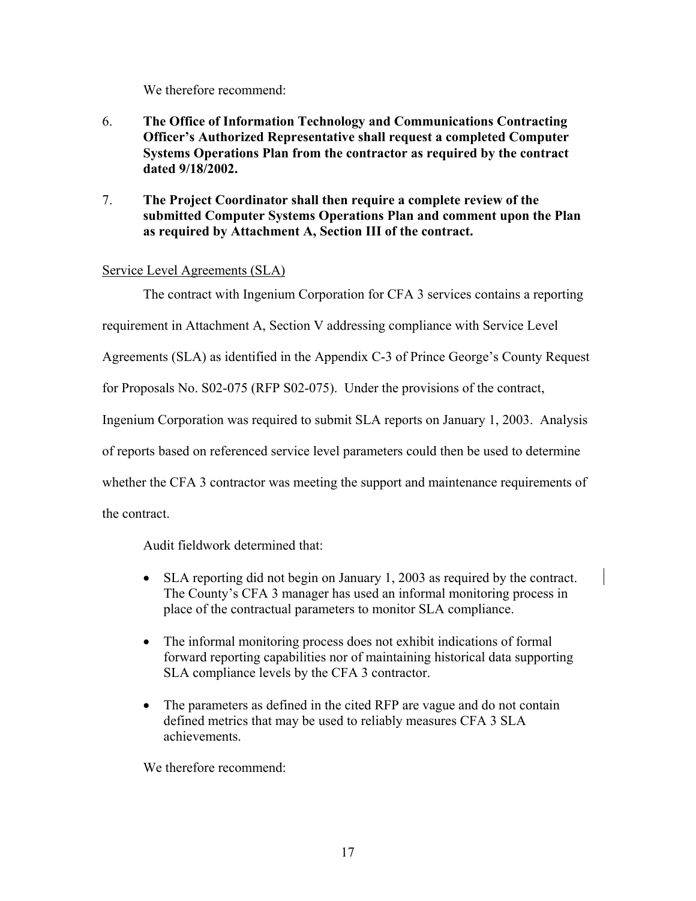We therefore recommend:

6. **The Office of Information Technology and Communications Contracting Officer's Authorized Representative shall request a completed Computer Systems Operations Plan from the contractor as required by the contract dated 9/18/2002.**

7. **The Project Coordinator shall then require a complete review of the submitted Computer Systems Operations Plan and comment upon the Plan as required by Attachment A, Section III of the contract.**

<u>Service Level Agreements (SLA)</u>

The contract with Ingenium Corporation for CFA 3 services contains a reporting requirement in Attachment A, Section V addressing compliance with Service Level Agreements (SLA) as identified in the Appendix C-3 of Prince George's County Request for Proposals No. S02-075 (RFP S02-075). Under the provisions of the contract, Ingenium Corporation was required to submit SLA reports on January 1, 2003. Analysis of reports based on referenced service level parameters could then be used to determine whether the CFA 3 contractor was meeting the support and maintenance requirements of the contract.

Audit fieldwork determined that:

- SLA reporting did not begin on January 1, 2003 as required by the contract. The County's CFA 3 manager has used an informal monitoring process in place of the contractual parameters to monitor SLA compliance.
- The informal monitoring process does not exhibit indications of formal forward reporting capabilities nor of maintaining historical data supporting SLA compliance levels by the CFA 3 contractor.
- The parameters as defined in the cited RFP are vague and do not contain defined metrics that may be used to reliably measures CFA 3 SLA achievements.

We therefore recommend: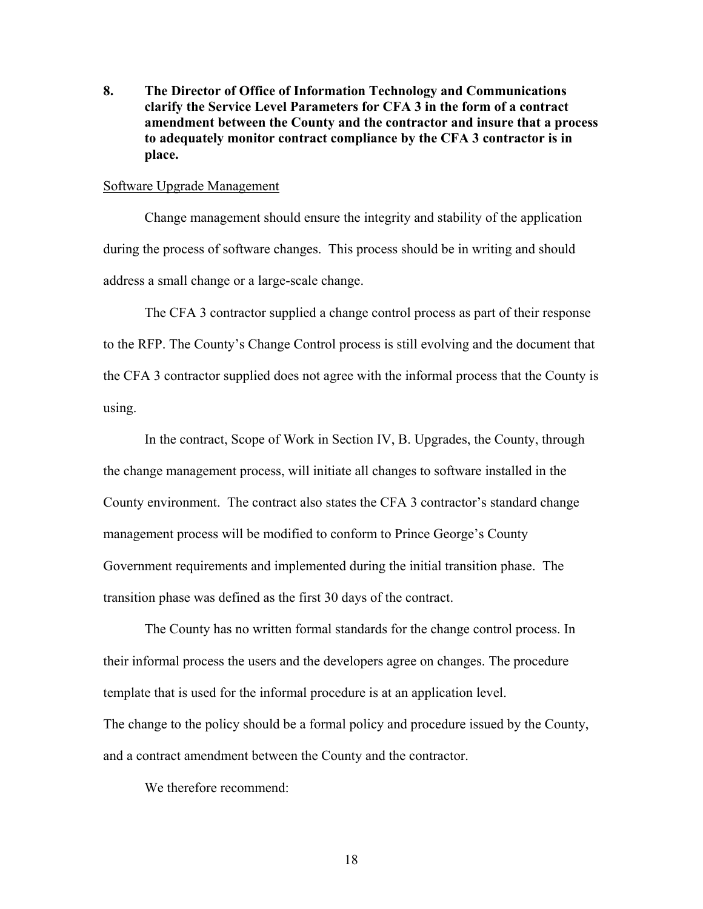**8. The Director of Office of Information Technology and Communications clarify the Service Level Parameters for CFA 3 in the form of a contract amendment between the County and the contractor and insure that a process to adequately monitor contract compliance by the CFA 3 contractor is in place.**

<u>Software Upgrade Management</u>

Change management should ensure the integrity and stability of the application during the process of software changes. This process should be in writing and should address a small change or a large-scale change.

The CFA 3 contractor supplied a change control process as part of their response to the RFP. The County's Change Control process is still evolving and the document that the CFA 3 contractor supplied does not agree with the informal process that the County is using.

In the contract, Scope of Work in Section IV, B. Upgrades, the County, through the change management process, will initiate all changes to software installed in the County environment. The contract also states the CFA 3 contractor's standard change management process will be modified to conform to Prince George's County Government requirements and implemented during the initial transition phase. The transition phase was defined as the first 30 days of the contract.

The County has no written formal standards for the change control process. In their informal process the users and the developers agree on changes. The procedure template that is used for the informal procedure is at an application level.
The change to the policy should be a formal policy and procedure issued by the County, and a contract amendment between the County and the contractor.

We therefore recommend: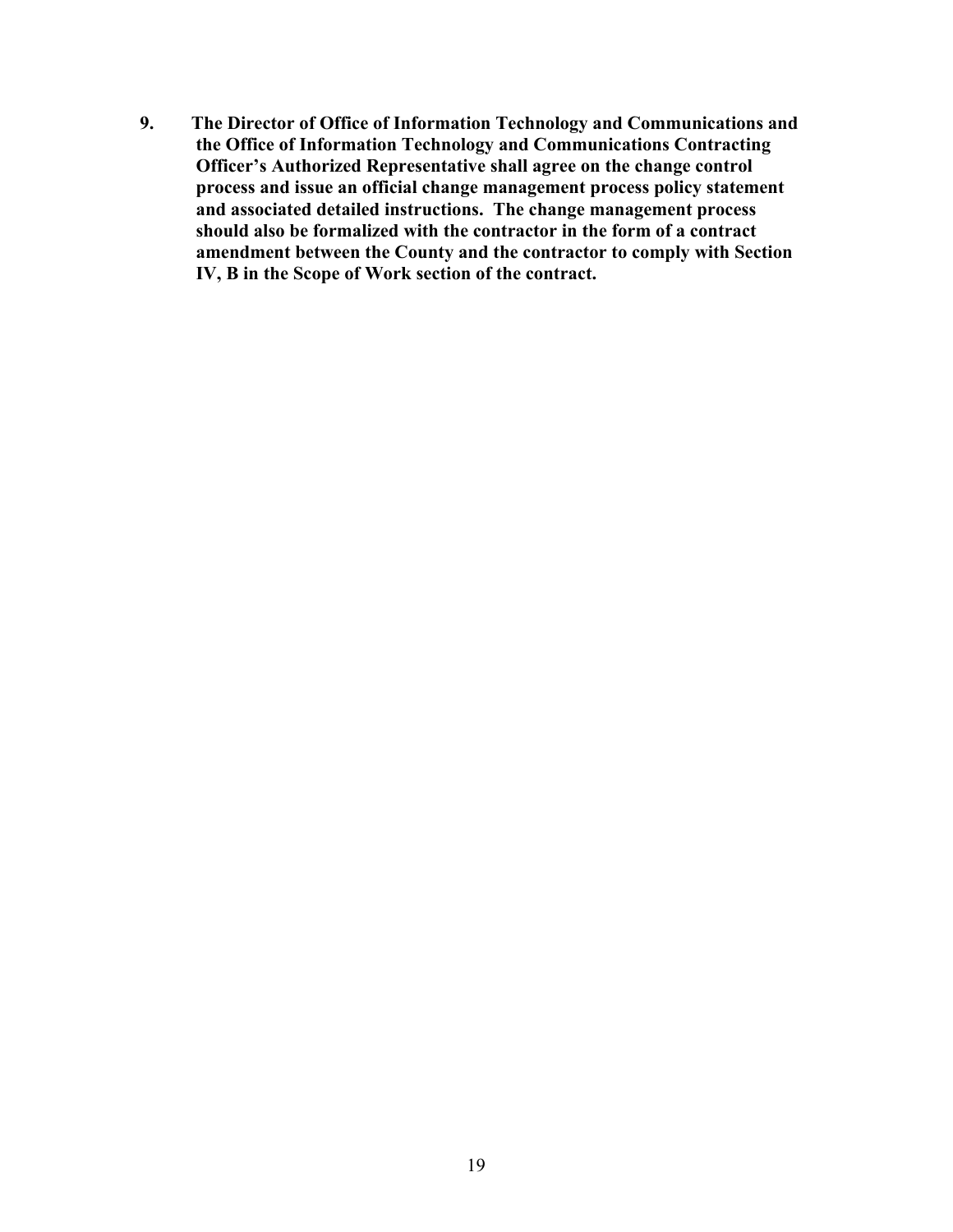**9. The Director of Office of Information Technology and Communications and the Office of Information Technology and Communications Contracting Officer's Authorized Representative shall agree on the change control process and issue an official change management process policy statement and associated detailed instructions. The change management process should also be formalized with the contractor in the form of a contract amendment between the County and the contractor to comply with Section IV, B in the Scope of Work section of the contract.**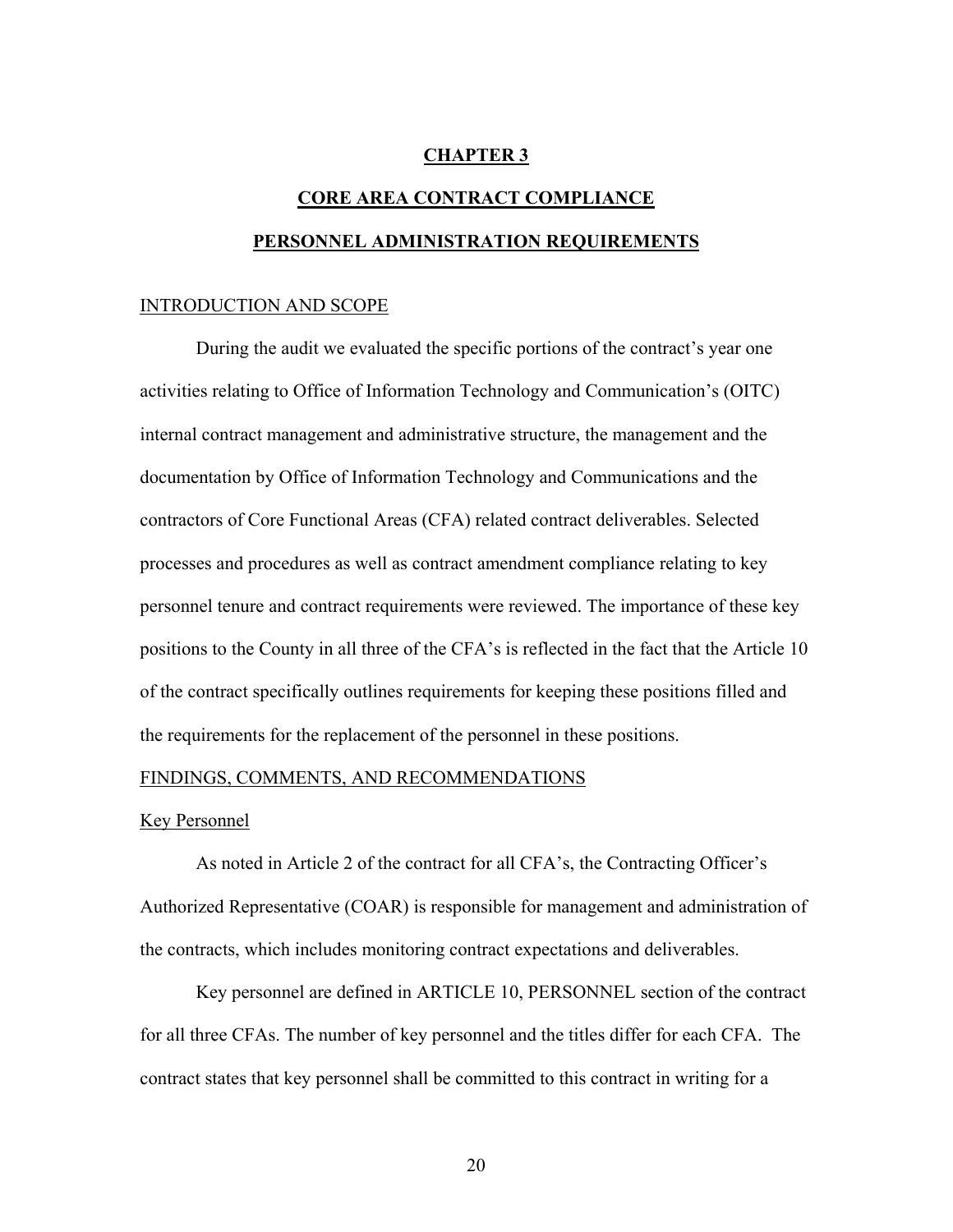# CHAPTER 3

## CORE AREA CONTRACT COMPLIANCE

## PERSONNEL ADMINISTRATION REQUIREMENTS

### INTRODUCTION AND SCOPE

During the audit we evaluated the specific portions of the contract's year one activities relating to Office of Information Technology and Communication's (OITC) internal contract management and administrative structure, the management and the documentation by Office of Information Technology and Communications and the contractors of Core Functional Areas (CFA) related contract deliverables. Selected processes and procedures as well as contract amendment compliance relating to key personnel tenure and contract requirements were reviewed. The importance of these key positions to the County in all three of the CFA's is reflected in the fact that the Article 10 of the contract specifically outlines requirements for keeping these positions filled and the requirements for the replacement of the personnel in these positions.

### FINDINGS, COMMENTS, AND RECOMMENDATIONS

#### Key Personnel

As noted in Article 2 of the contract for all CFA's, the Contracting Officer's Authorized Representative (COAR) is responsible for management and administration of the contracts, which includes monitoring contract expectations and deliverables.

Key personnel are defined in ARTICLE 10, PERSONNEL section of the contract for all three CFAs. The number of key personnel and the titles differ for each CFA. The contract states that key personnel shall be committed to this contract in writing for a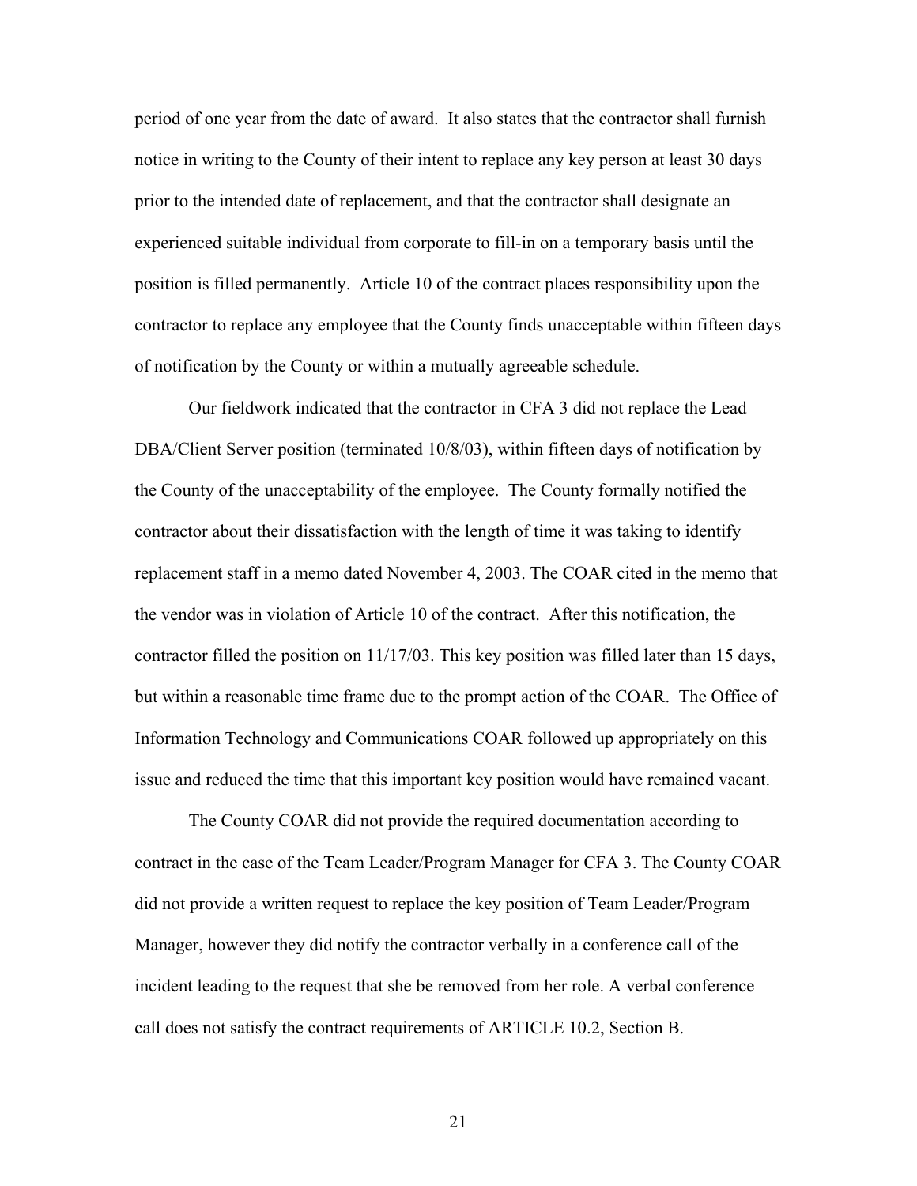period of one year from the date of award. It also states that the contractor shall furnish notice in writing to the County of their intent to replace any key person at least 30 days prior to the intended date of replacement, and that the contractor shall designate an experienced suitable individual from corporate to fill-in on a temporary basis until the position is filled permanently. Article 10 of the contract places responsibility upon the contractor to replace any employee that the County finds unacceptable within fifteen days of notification by the County or within a mutually agreeable schedule.

Our fieldwork indicated that the contractor in CFA 3 did not replace the Lead DBA/Client Server position (terminated 10/8/03), within fifteen days of notification by the County of the unacceptability of the employee. The County formally notified the contractor about their dissatisfaction with the length of time it was taking to identify replacement staff in a memo dated November 4, 2003. The COAR cited in the memo that the vendor was in violation of Article 10 of the contract. After this notification, the contractor filled the position on 11/17/03. This key position was filled later than 15 days, but within a reasonable time frame due to the prompt action of the COAR. The Office of Information Technology and Communications COAR followed up appropriately on this issue and reduced the time that this important key position would have remained vacant.

The County COAR did not provide the required documentation according to contract in the case of the Team Leader/Program Manager for CFA 3. The County COAR did not provide a written request to replace the key position of Team Leader/Program Manager, however they did notify the contractor verbally in a conference call of the incident leading to the request that she be removed from her role. A verbal conference call does not satisfy the contract requirements of ARTICLE 10.2, Section B.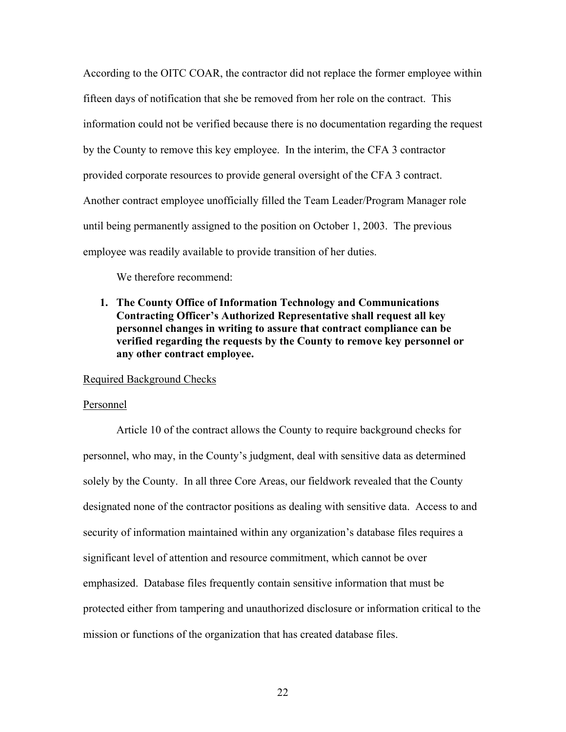According to the OITC COAR, the contractor did not replace the former employee within fifteen days of notification that she be removed from her role on the contract. This information could not be verified because there is no documentation regarding the request by the County to remove this key employee. In the interim, the CFA 3 contractor provided corporate resources to provide general oversight of the CFA 3 contract. Another contract employee unofficially filled the Team Leader/Program Manager role until being permanently assigned to the position on October 1, 2003. The previous employee was readily available to provide transition of her duties.

We therefore recommend:

1. **The County Office of Information Technology and Communications Contracting Officer's Authorized Representative shall request all key personnel changes in writing to assure that contract compliance can be verified regarding the requests by the County to remove key personnel or any other contract employee.**

<u>Required Background Checks</u>

<u>Personnel</u>

Article 10 of the contract allows the County to require background checks for personnel, who may, in the County's judgment, deal with sensitive data as determined solely by the County. In all three Core Areas, our fieldwork revealed that the County designated none of the contractor positions as dealing with sensitive data. Access to and security of information maintained within any organization's database files requires a significant level of attention and resource commitment, which cannot be over emphasized. Database files frequently contain sensitive information that must be protected either from tampering and unauthorized disclosure or information critical to the mission or functions of the organization that has created database files.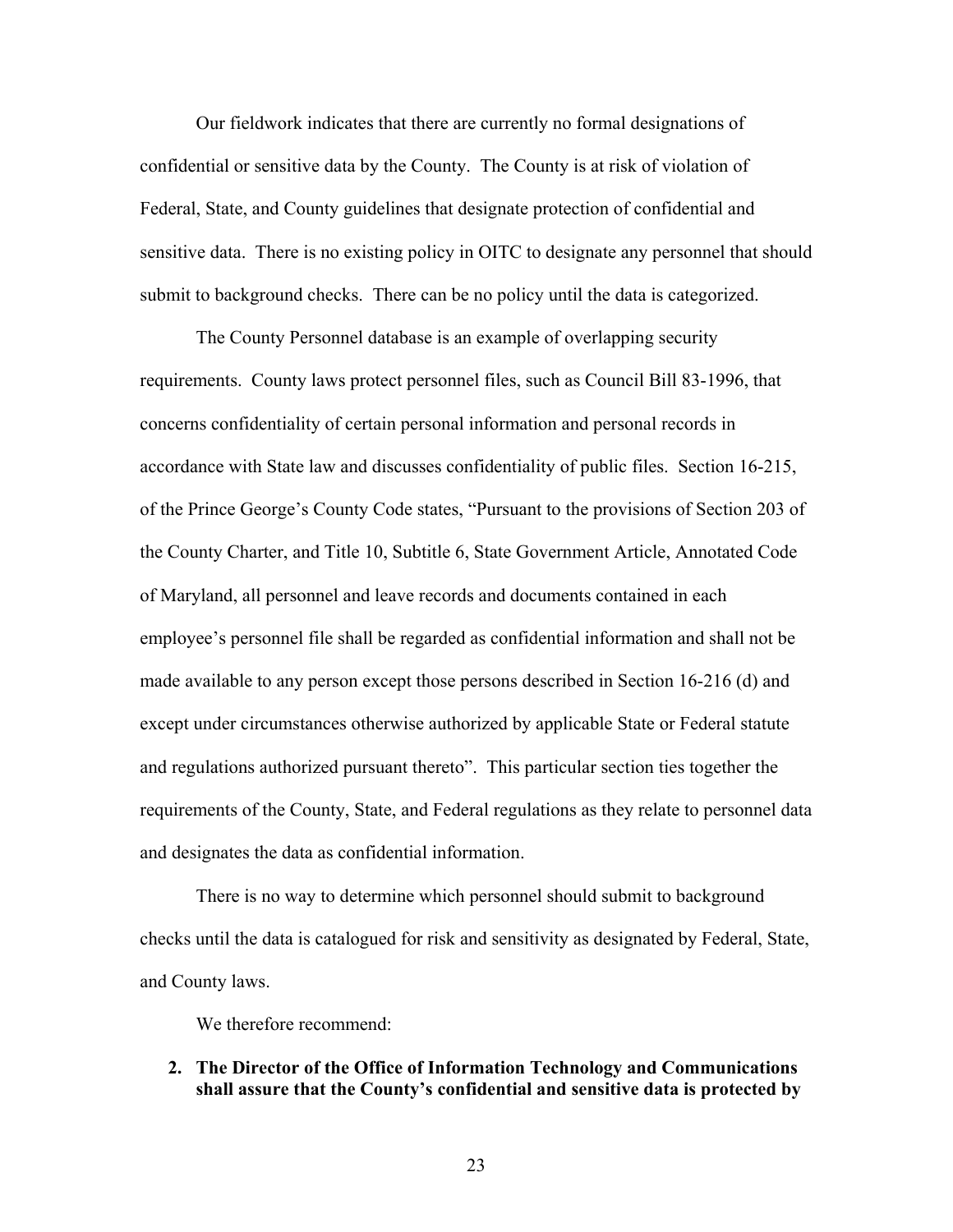Our fieldwork indicates that there are currently no formal designations of confidential or sensitive data by the County. The County is at risk of violation of Federal, State, and County guidelines that designate protection of confidential and sensitive data. There is no existing policy in OITC to designate any personnel that should submit to background checks. There can be no policy until the data is categorized.

The County Personnel database is an example of overlapping security requirements. County laws protect personnel files, such as Council Bill 83-1996, that concerns confidentiality of certain personal information and personal records in accordance with State law and discusses confidentiality of public files. Section 16-215, of the Prince George's County Code states, "Pursuant to the provisions of Section 203 of the County Charter, and Title 10, Subtitle 6, State Government Article, Annotated Code of Maryland, all personnel and leave records and documents contained in each employee's personnel file shall be regarded as confidential information and shall not be made available to any person except those persons described in Section 16-216 (d) and except under circumstances otherwise authorized by applicable State or Federal statute and regulations authorized pursuant thereto". This particular section ties together the requirements of the County, State, and Federal regulations as they relate to personnel data and designates the data as confidential information.

There is no way to determine which personnel should submit to background checks until the data is catalogued for risk and sensitivity as designated by Federal, State, and County laws.

We therefore recommend:

2. **The Director of the Office of Information Technology and Communications shall assure that the County's confidential and sensitive data is protected by**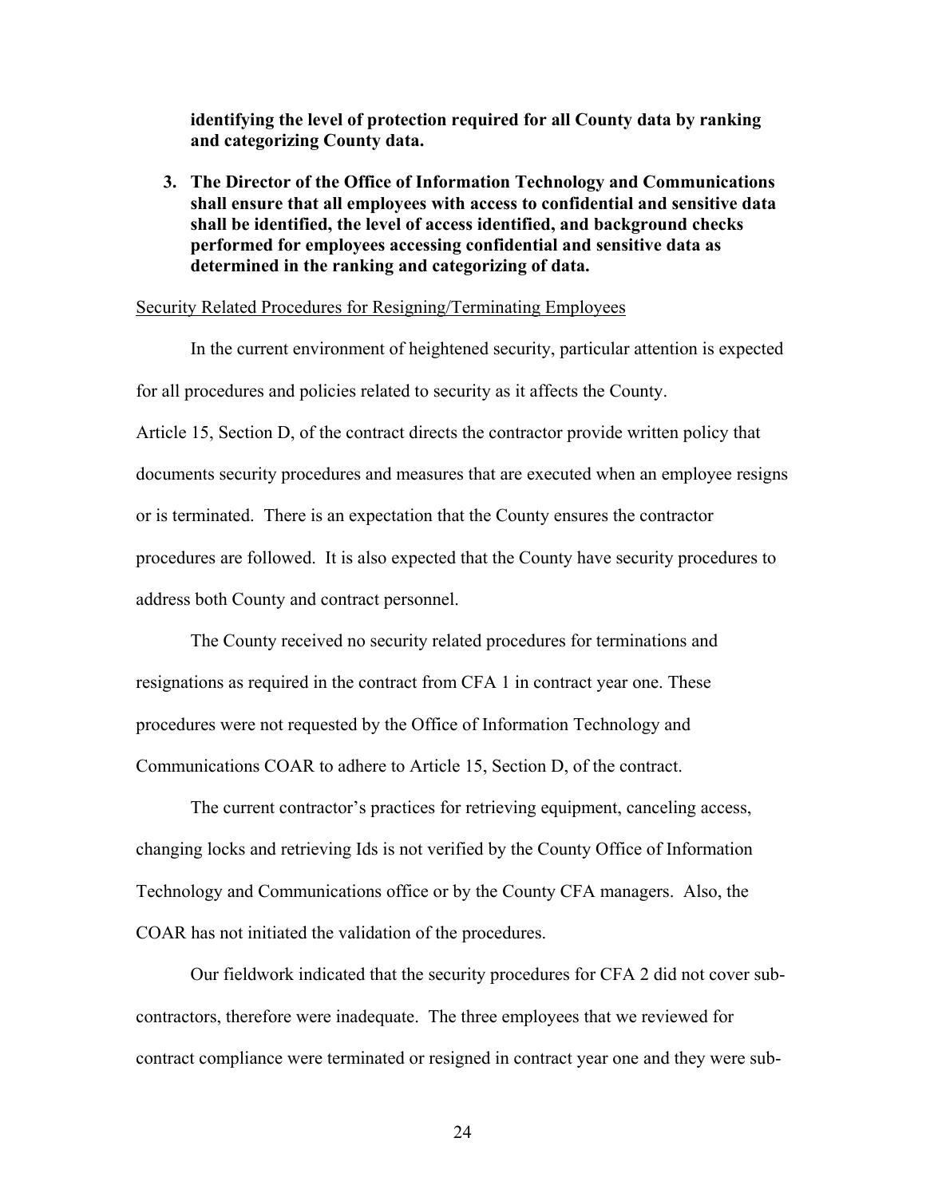**identifying the level of protection required for all County data by ranking and categorizing County data.**

3. **The Director of the Office of Information Technology and Communications shall ensure that all employees with access to confidential and sensitive data shall be identified, the level of access identified, and background checks performed for employees accessing confidential and sensitive data as determined in the ranking and categorizing of data.**

<u>Security Related Procedures for Resigning/Terminating Employees</u>

In the current environment of heightened security, particular attention is expected for all procedures and policies related to security as it affects the County. Article 15, Section D, of the contract directs the contractor provide written policy that documents security procedures and measures that are executed when an employee resigns or is terminated. There is an expectation that the County ensures the contractor procedures are followed. It is also expected that the County have security procedures to address both County and contract personnel.

The County received no security related procedures for terminations and resignations as required in the contract from CFA 1 in contract year one. These procedures were not requested by the Office of Information Technology and Communications COAR to adhere to Article 15, Section D, of the contract.

The current contractor's practices for retrieving equipment, canceling access, changing locks and retrieving Ids is not verified by the County Office of Information Technology and Communications office or by the County CFA managers. Also, the COAR has not initiated the validation of the procedures.

Our fieldwork indicated that the security procedures for CFA 2 did not cover sub-contractors, therefore were inadequate. The three employees that we reviewed for contract compliance were terminated or resigned in contract year one and they were sub-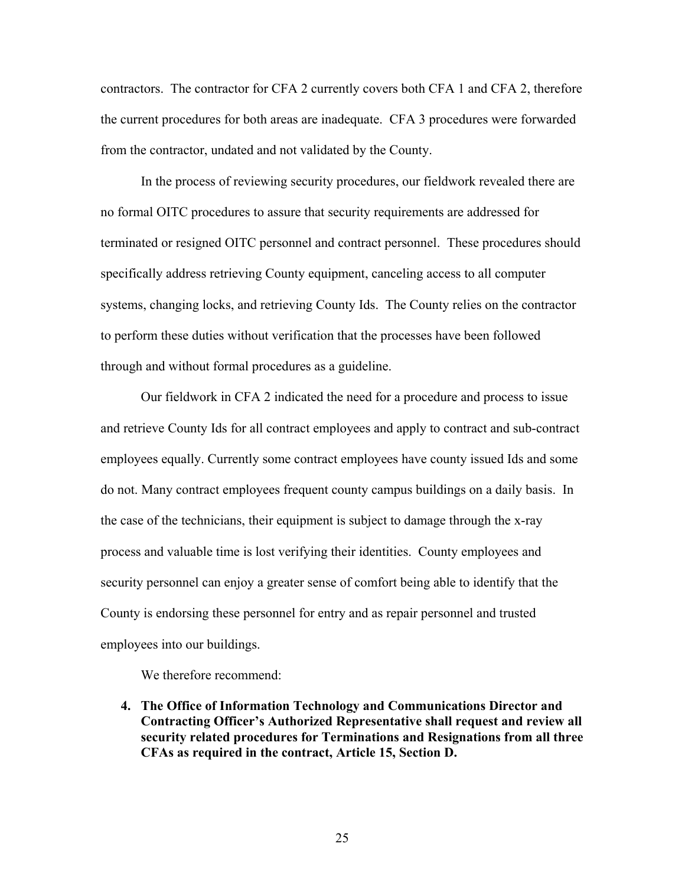contractors. The contractor for CFA 2 currently covers both CFA 1 and CFA 2, therefore the current procedures for both areas are inadequate. CFA 3 procedures were forwarded from the contractor, undated and not validated by the County.

In the process of reviewing security procedures, our fieldwork revealed there are no formal OITC procedures to assure that security requirements are addressed for terminated or resigned OITC personnel and contract personnel. These procedures should specifically address retrieving County equipment, canceling access to all computer systems, changing locks, and retrieving County Ids. The County relies on the contractor to perform these duties without verification that the processes have been followed through and without formal procedures as a guideline.

Our fieldwork in CFA 2 indicated the need for a procedure and process to issue and retrieve County Ids for all contract employees and apply to contract and sub-contract employees equally. Currently some contract employees have county issued Ids and some do not. Many contract employees frequent county campus buildings on a daily basis. In the case of the technicians, their equipment is subject to damage through the x-ray process and valuable time is lost verifying their identities. County employees and security personnel can enjoy a greater sense of comfort being able to identify that the County is endorsing these personnel for entry and as repair personnel and trusted employees into our buildings.

We therefore recommend:

4. **The Office of Information Technology and Communications Director and Contracting Officer's Authorized Representative shall request and review all security related procedures for Terminations and Resignations from all three CFAs as required in the contract, Article 15, Section D.**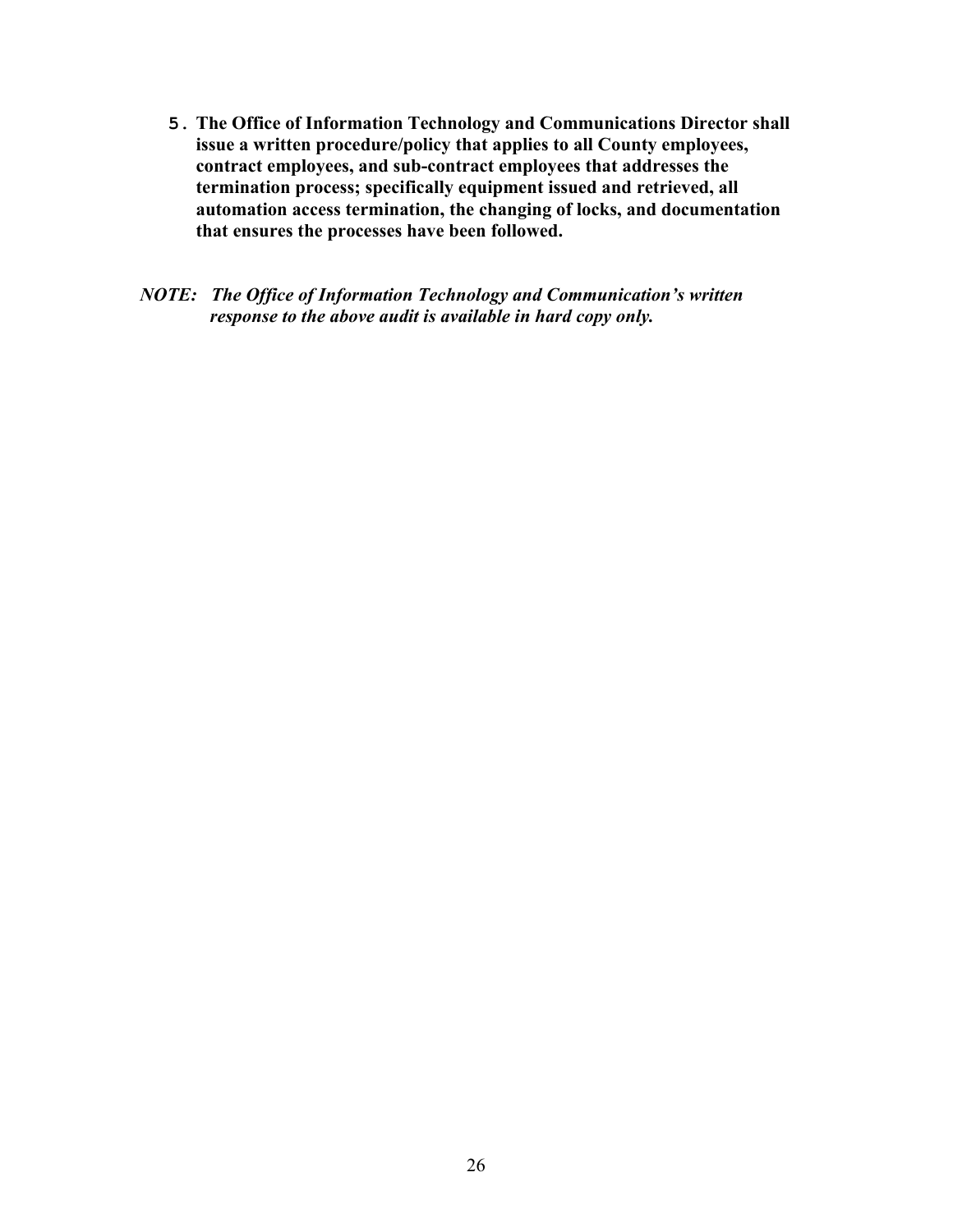5. **The Office of Information Technology and Communications Director shall issue a written procedure/policy that applies to all County employees, contract employees, and sub-contract employees that addresses the termination process; specifically equipment issued and retrieved, all automation access termination, the changing of locks, and documentation that ensures the processes have been followed.**

***NOTE: The Office of Information Technology and Communication's written response to the above audit is available in hard copy only.***